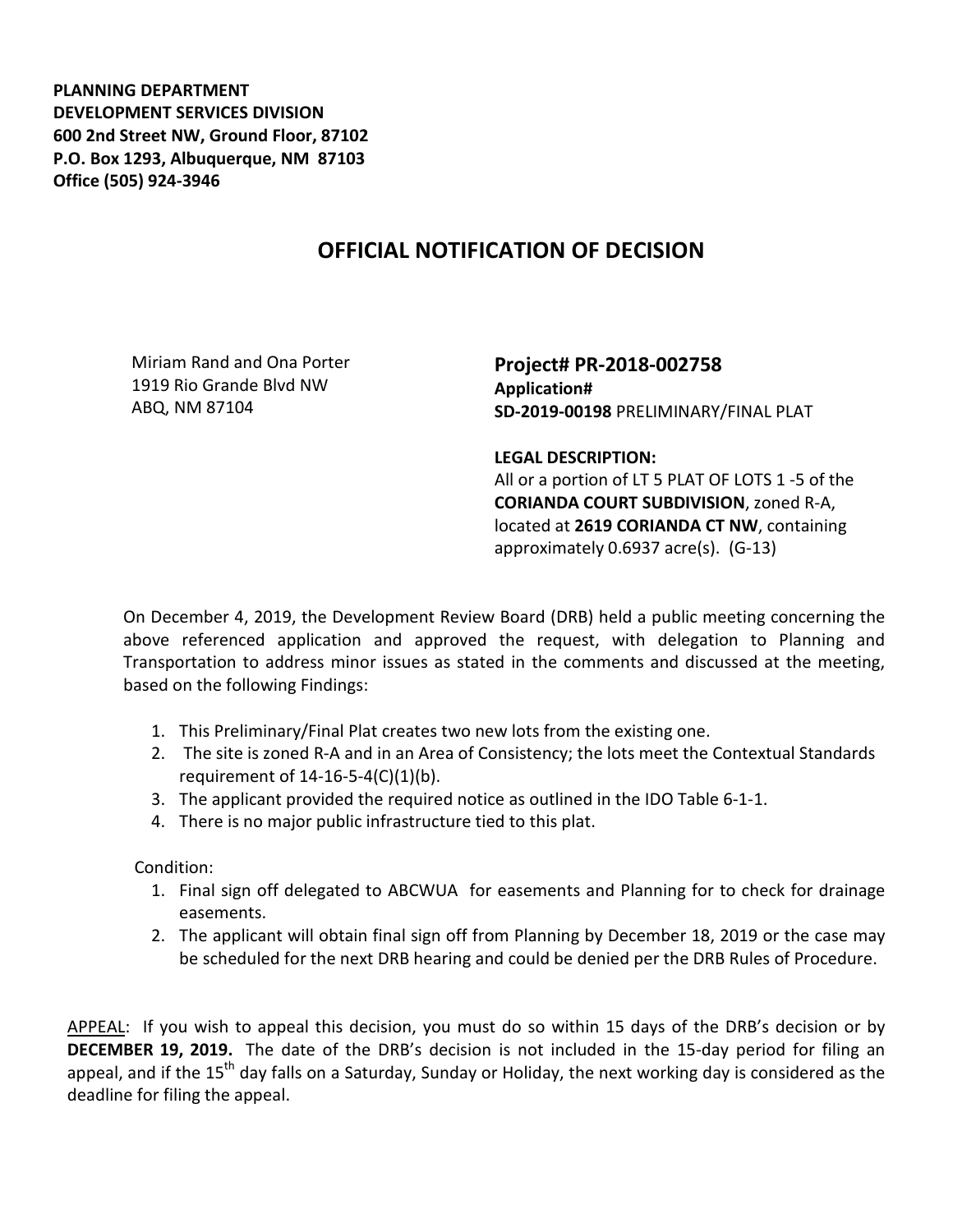**PLANNING DEPARTMENT**
**DEVELOPMENT SERVICES DIVISION**
**600 2nd Street NW, Ground Floor, 87102**
**P.O. Box 1293, Albuquerque, NM 87103**
**Office (505) 924-3946**

# OFFICIAL NOTIFICATION OF DECISION

Miriam Rand and Ona Porter
1919 Rio Grande Blvd NW
ABQ, NM 87104

## Project# PR-2018-002758

**Application#**
**SD-2019-00198** PRELIMINARY/FINAL PLAT

**LEGAL DESCRIPTION:**
All or a portion of LT 5 PLAT OF LOTS 1 -5 of the **CORIANDA COURT SUBDIVISION**, zoned R-A, located at **2619 CORIANDA CT NW**, containing approximately 0.6937 acre(s). (G-13)

On December 4, 2019, the Development Review Board (DRB) held a public meeting concerning the above referenced application and approved the request, with delegation to Planning and Transportation to address minor issues as stated in the comments and discussed at the meeting, based on the following Findings:

1. This Preliminary/Final Plat creates two new lots from the existing one.
2. The site is zoned R-A and in an Area of Consistency; the lots meet the Contextual Standards requirement of 14-16-5-4(C)(1)(b).
3. The applicant provided the required notice as outlined in the IDO Table 6-1-1.
4. There is no major public infrastructure tied to this plat.

Condition:

1. Final sign off delegated to ABCWUA for easements and Planning for to check for drainage easements.
2. The applicant will obtain final sign off from Planning by December 18, 2019 or the case may be scheduled for the next DRB hearing and could be denied per the DRB Rules of Procedure.

APPEAL: If you wish to appeal this decision, you must do so within 15 days of the DRB's decision or by **DECEMBER 19, 2019.** The date of the DRB's decision is not included in the 15-day period for filing an appeal, and if the 15th day falls on a Saturday, Sunday or Holiday, the next working day is considered as the deadline for filing the appeal.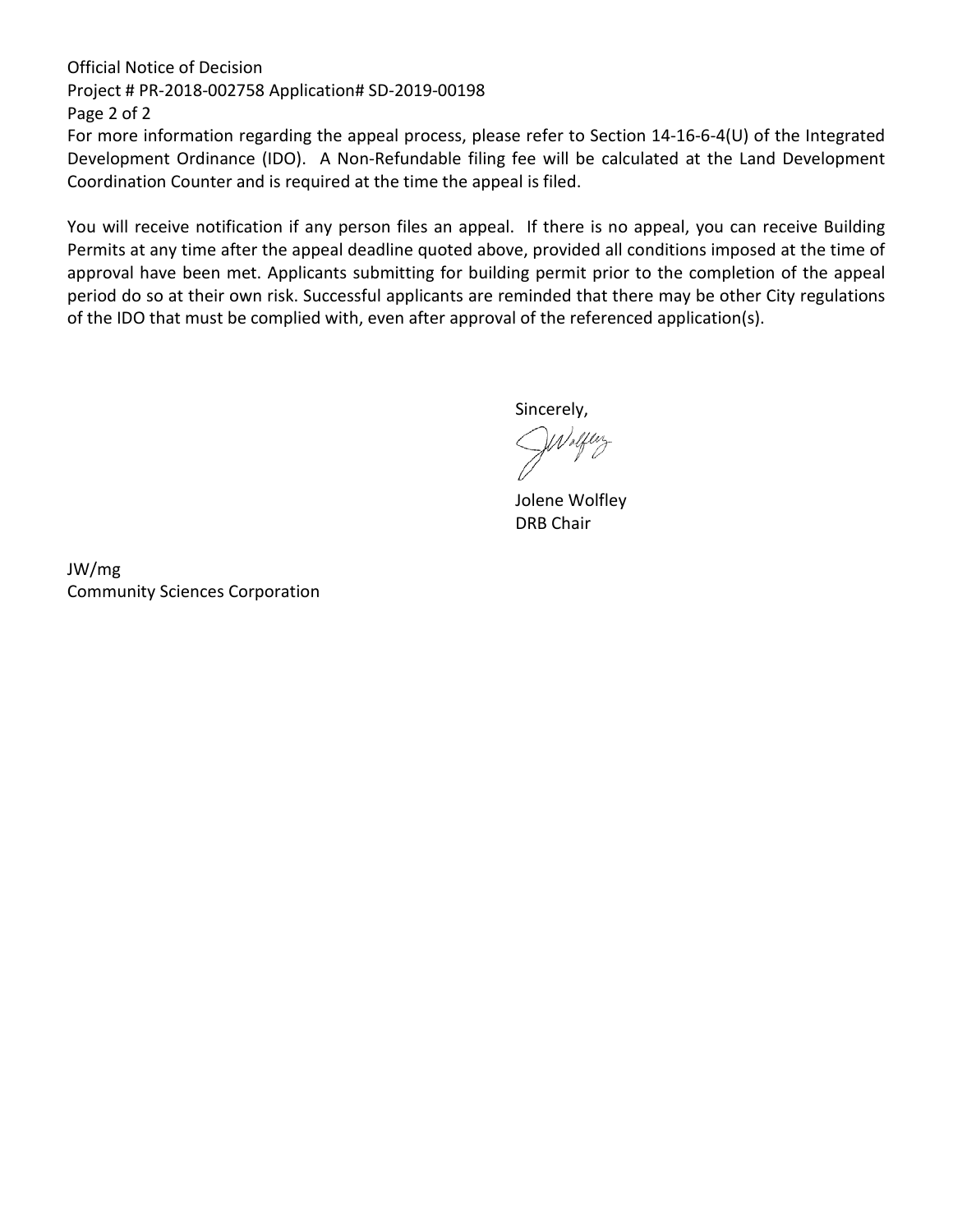For more information regarding the appeal process, please refer to Section 14-16-6-4(U) of the Integrated Development Ordinance (IDO). A Non-Refundable filing fee will be calculated at the Land Development Coordination Counter and is required at the time the appeal is filed.

You will receive notification if any person files an appeal. If there is no appeal, you can receive Building Permits at any time after the appeal deadline quoted above, provided all conditions imposed at the time of approval have been met. Applicants submitting for building permit prior to the completion of the appeal period do so at their own risk. Successful applicants are reminded that there may be other City regulations of the IDO that must be complied with, even after approval of the referenced application(s).

Sincerely,

Jolene Wolfley
DRB Chair

JW/mg
Community Sciences Corporation